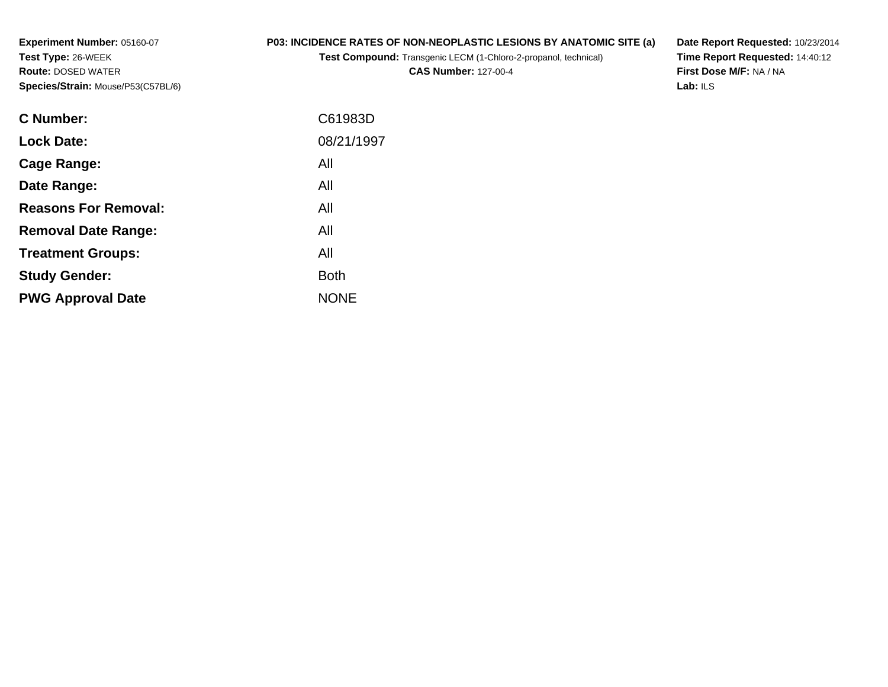**Experiment Number:** 05160-07
**Test Type:** 26-WEEK
**Route:** DOSED WATER
**Species/Strain:** Mouse/P53(C57BL/6)

**P03: INCIDENCE RATES OF NON-NEOPLASTIC LESIONS BY ANATOMIC SITE (a)**
**Test Compound:** Transgenic LECM (1-Chloro-2-propanol, technical)
**CAS Number:** 127-00-4

**Date Report Requested:** 10/23/2014
**Time Report Requested:** 14:40:12
**First Dose M/F:** NA / NA
**Lab:** ILS

| | |
|---|---|
| **C Number:** | C61983D |
| **Lock Date:** | 08/21/1997 |
| **Cage Range:** | All |
| **Date Range:** | All |
| **Reasons For Removal:** | All |
| **Removal Date Range:** | All |
| **Treatment Groups:** | All |
| **Study Gender:** | Both |
| **PWG Approval Date** | NONE |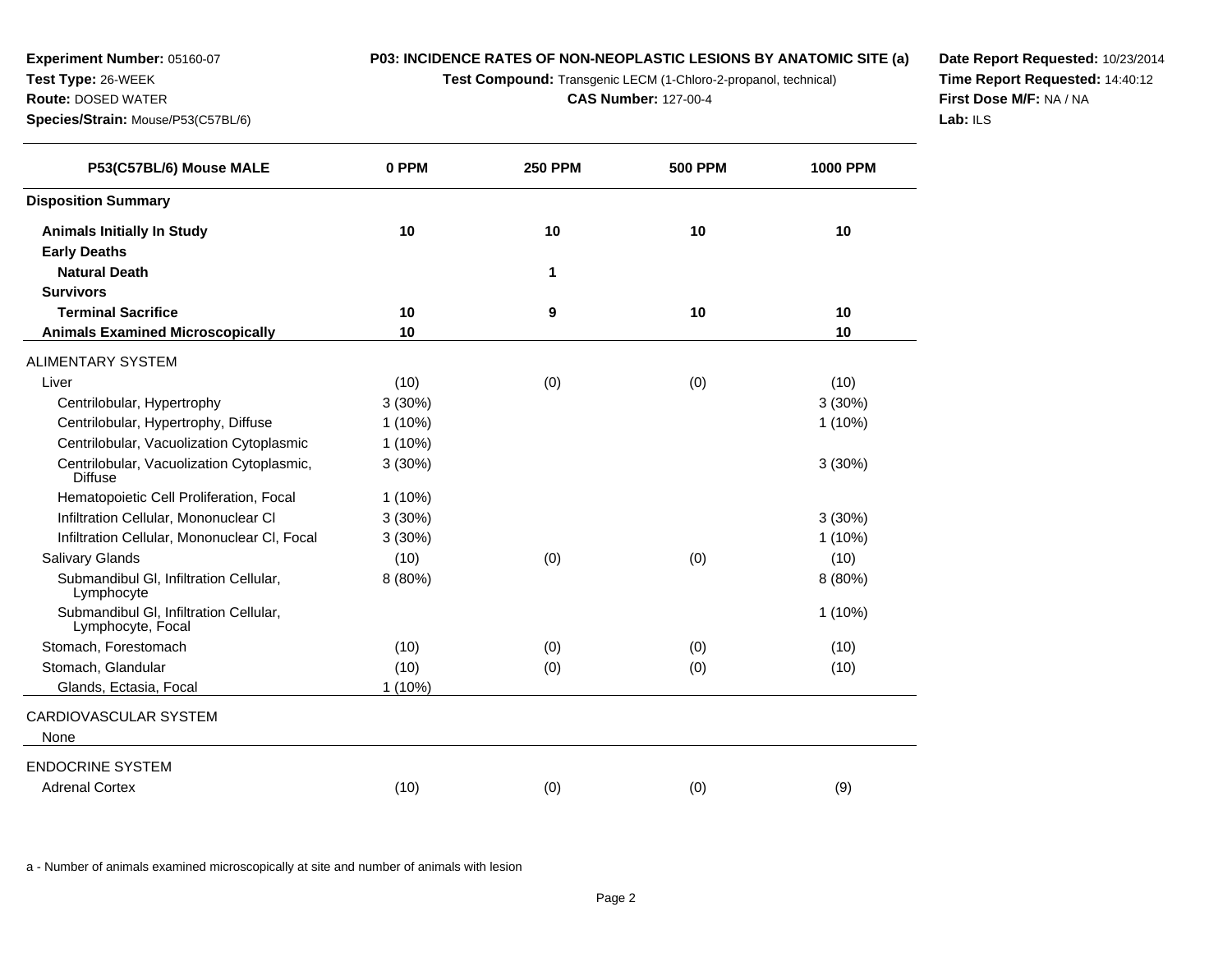**Experiment Number:** 05160-07
**Test Type:** 26-WEEK
**Route:** DOSED WATER
**Species/Strain:** Mouse/P53(C57BL/6)

**P03: INCIDENCE RATES OF NON-NEOPLASTIC LESIONS BY ANATOMIC SITE (a)**
**Test Compound:** Transgenic LECM (1-Chloro-2-propanol, technical)
**CAS Number:** 127-00-4

**Date Report Requested:** 10/23/2014
**Time Report Requested:** 14:40:12
**First Dose M/F:** NA / NA
**Lab:** ILS

| P53(C57BL/6) Mouse MALE | 0 PPM | 250 PPM | 500 PPM | 1000 PPM |
|---|---|---|---|---|
| **Disposition Summary** | | | | |
| **Animals Initially In Study** | 10 | 10 | 10 | 10 |
| **Early Deaths** | | | | |
| **Natural Death** | | 1 | | |
| **Survivors** | | | | |
| **Terminal Sacrifice** | 10 | 9 | 10 | 10 |
| **Animals Examined Microscopically** | 10 | | | 10 |
| ALIMENTARY SYSTEM | | | | |
| Liver | (10) | (0) | (0) | (10) |
| Centrilobular, Hypertrophy | 3 (30%) | | | 3 (30%) |
| Centrilobular, Hypertrophy, Diffuse | 1 (10%) | | | 1 (10%) |
| Centrilobular, Vacuolization Cytoplasmic | 1 (10%) | | | |
| Centrilobular, Vacuolization Cytoplasmic, Diffuse | 3 (30%) | | | 3 (30%) |
| Hematopoietic Cell Proliferation, Focal | 1 (10%) | | | |
| Infiltration Cellular, Mononuclear Cl | 3 (30%) | | | 3 (30%) |
| Infiltration Cellular, Mononuclear Cl, Focal | 3 (30%) | | | 1 (10%) |
| Salivary Glands | (10) | (0) | (0) | (10) |
| Submandibul Gl, Infiltration Cellular, Lymphocyte | 8 (80%) | | | 8 (80%) |
| Submandibul Gl, Infiltration Cellular, Lymphocyte, Focal | | | | 1 (10%) |
| Stomach, Forestomach | (10) | (0) | (0) | (10) |
| Stomach, Glandular | (10) | (0) | (0) | (10) |
| Glands, Ectasia, Focal | 1 (10%) | | | |
| CARDIOVASCULAR SYSTEM | | | | |
| None | | | | |
| ENDOCRINE SYSTEM | | | | |
| Adrenal Cortex | (10) | (0) | (0) | (9) |

a - Number of animals examined microscopically at site and number of animals with lesion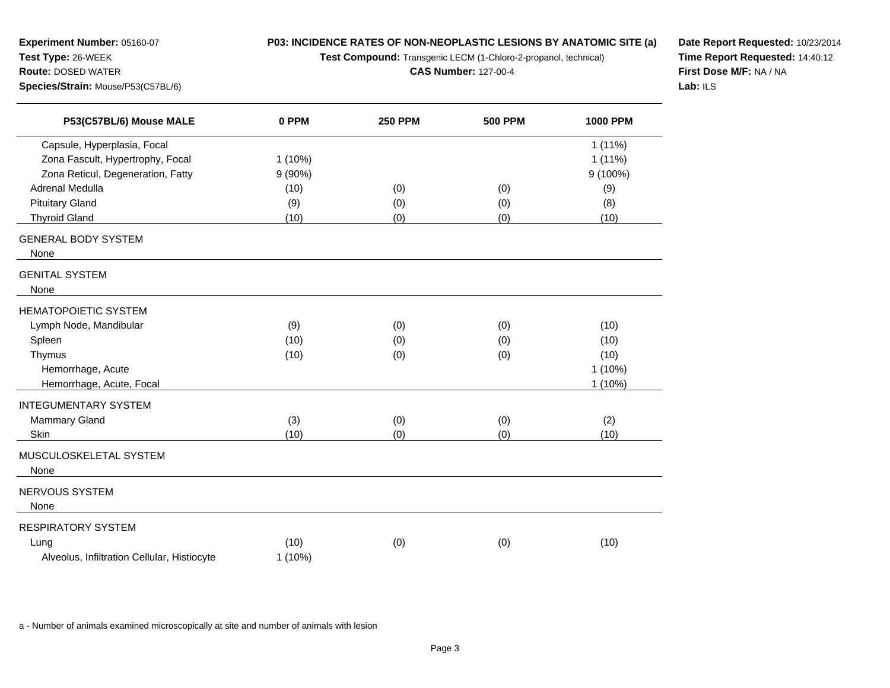**Experiment Number:** 05160-07
**Test Type:** 26-WEEK
**Route:** DOSED WATER
**Species/Strain:** Mouse/P53(C57BL/6)

**P03: INCIDENCE RATES OF NON-NEOPLASTIC LESIONS BY ANATOMIC SITE (a)**
**Test Compound:** Transgenic LECM (1-Chloro-2-propanol, technical)
**CAS Number:** 127-00-4

**Date Report Requested:** 10/23/2014
**Time Report Requested:** 14:40:12
**First Dose M/F:** NA / NA
**Lab:** ILS

| P53(C57BL/6) Mouse MALE | 0 PPM | 250 PPM | 500 PPM | 1000 PPM |
|---|---|---|---|---|
| Capsule, Hyperplasia, Focal | | | | 1 (11%) |
| Zona Fascult, Hypertrophy, Focal | 1 (10%) | | | 1 (11%) |
| Zona Reticul, Degeneration, Fatty | 9 (90%) | | | 9 (100%) |
| Adrenal Medulla | (10) | (0) | (0) | (9) |
| Pituitary Gland | (9) | (0) | (0) | (8) |
| Thyroid Gland | (10) | (0) | (0) | (10) |
| GENERAL BODY SYSTEM | | | | |
| None | | | | |
| GENITAL SYSTEM | | | | |
| None | | | | |
| HEMATOPOIETIC SYSTEM | | | | |
| Lymph Node, Mandibular | (9) | (0) | (0) | (10) |
| Spleen | (10) | (0) | (0) | (10) |
| Thymus | (10) | (0) | (0) | (10) |
| Hemorrhage, Acute | | | | 1 (10%) |
| Hemorrhage, Acute, Focal | | | | 1 (10%) |
| INTEGUMENTARY SYSTEM | | | | |
| Mammary Gland | (3) | (0) | (0) | (2) |
| Skin | (10) | (0) | (0) | (10) |
| MUSCULOSKELETAL SYSTEM | | | | |
| None | | | | |
| NERVOUS SYSTEM | | | | |
| None | | | | |
| RESPIRATORY SYSTEM | | | | |
| Lung | (10) | (0) | (0) | (10) |
| Alveolus, Infiltration Cellular, Histiocyte | 1 (10%) | | | |

a - Number of animals examined microscopically at site and number of animals with lesion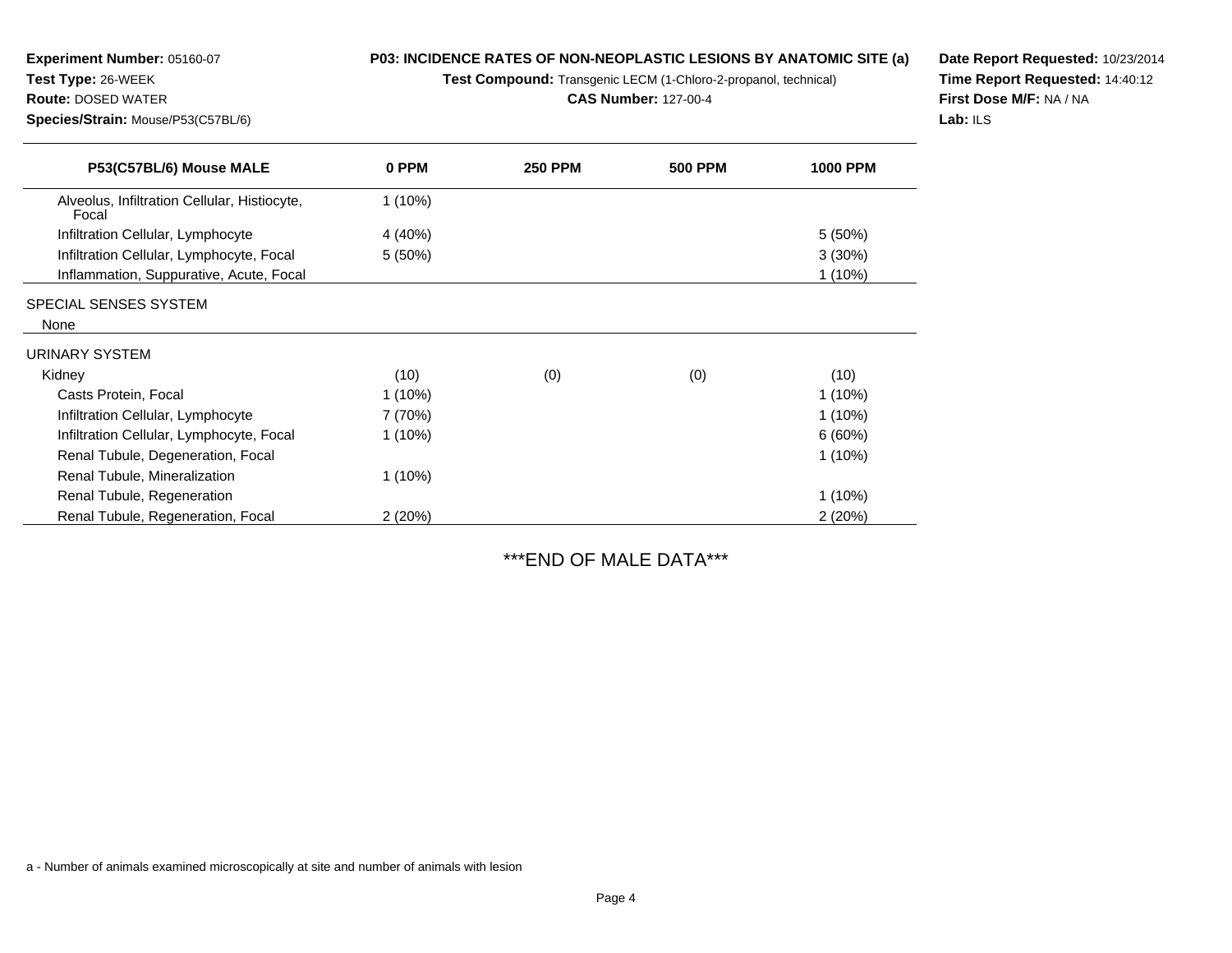**Experiment Number:** 05160-07
**Test Type:** 26-WEEK
**Route:** DOSED WATER
**Species/Strain:** Mouse/P53(C57BL/6)

**P03: INCIDENCE RATES OF NON-NEOPLASTIC LESIONS BY ANATOMIC SITE (a)**
**Test Compound:** Transgenic LECM (1-Chloro-2-propanol, technical)
**CAS Number:** 127-00-4

**Date Report Requested:** 10/23/2014
**Time Report Requested:** 14:40:12
**First Dose M/F:** NA / NA
**Lab:** ILS

| P53(C57BL/6) Mouse MALE | 0 PPM | 250 PPM | 500 PPM | 1000 PPM |
|---|---|---|---|---|
| Alveolus, Infiltration Cellular, Histiocyte, Focal | 1 (10%) | | | |
| Infiltration Cellular, Lymphocyte | 4 (40%) | | | 5 (50%) |
| Infiltration Cellular, Lymphocyte, Focal | 5 (50%) | | | 3 (30%) |
| Inflammation, Suppurative, Acute, Focal | | | | 1 (10%) |
| SPECIAL SENSES SYSTEM | | | | |
| None | | | | |
| URINARY SYSTEM | | | | |
| Kidney | (10) | (0) | (0) | (10) |
| Casts Protein, Focal | 1 (10%) | | | 1 (10%) |
| Infiltration Cellular, Lymphocyte | 7 (70%) | | | 1 (10%) |
| Infiltration Cellular, Lymphocyte, Focal | 1 (10%) | | | 6 (60%) |
| Renal Tubule, Degeneration, Focal | | | | 1 (10%) |
| Renal Tubule, Mineralization | 1 (10%) | | | |
| Renal Tubule, Regeneration | | | | 1 (10%) |
| Renal Tubule, Regeneration, Focal | 2 (20%) | | | 2 (20%) |

***END OF MALE DATA***

a - Number of animals examined microscopically at site and number of animals with lesion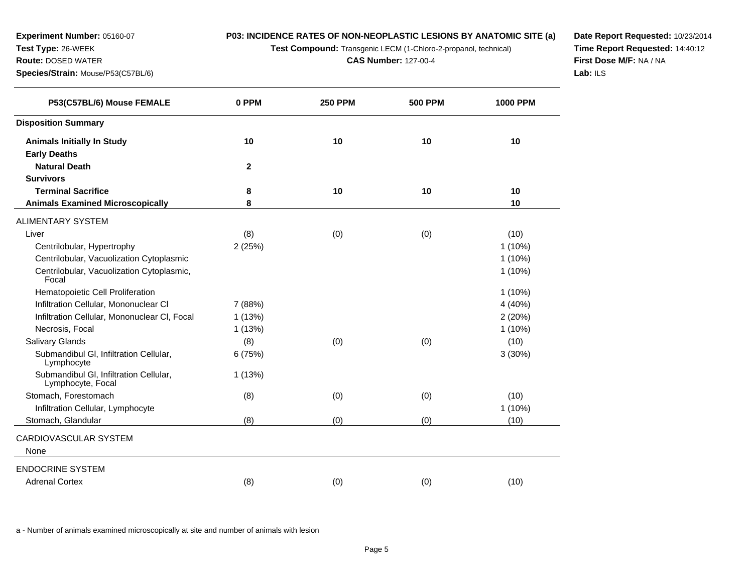**Experiment Number:** 05160-07
**Test Type:** 26-WEEK
**Route:** DOSED WATER
**Species/Strain:** Mouse/P53(C57BL/6)

**P03: INCIDENCE RATES OF NON-NEOPLASTIC LESIONS BY ANATOMIC SITE (a)**
**Test Compound:** Transgenic LECM (1-Chloro-2-propanol, technical)
**CAS Number:** 127-00-4

**Date Report Requested:** 10/23/2014
**Time Report Requested:** 14:40:12
**First Dose M/F:** NA / NA
**Lab:** ILS

| P53(C57BL/6) Mouse FEMALE | 0 PPM | 250 PPM | 500 PPM | 1000 PPM |
|---|---|---|---|---|
| **Disposition Summary** | | | | |
| **Animals Initially In Study** | **10** | **10** | **10** | **10** |
| **Early Deaths** | | | | |
| **Natural Death** | **2** | | | |
| **Survivors** | | | | |
| **Terminal Sacrifice** | **8** | **10** | **10** | **10** |
| **Animals Examined Microscopically** | **8** | | | **10** |
| ALIMENTARY SYSTEM | | | | |
| Liver | (8) | (0) | (0) | (10) |
| Centrilobular, Hypertrophy | 2 (25%) | | | 1 (10%) |
| Centrilobular, Vacuolization Cytoplasmic | | | | 1 (10%) |
| Centrilobular, Vacuolization Cytoplasmic, Focal | | | | 1 (10%) |
| Hematopoietic Cell Proliferation | | | | 1 (10%) |
| Infiltration Cellular, Mononuclear Cl | 7 (88%) | | | 4 (40%) |
| Infiltration Cellular, Mononuclear Cl, Focal | 1 (13%) | | | 2 (20%) |
| Necrosis, Focal | 1 (13%) | | | 1 (10%) |
| Salivary Glands | (8) | (0) | (0) | (10) |
| Submandibul Gl, Infiltration Cellular, Lymphocyte | 6 (75%) | | | 3 (30%) |
| Submandibul Gl, Infiltration Cellular, Lymphocyte, Focal | 1 (13%) | | | |
| Stomach, Forestomach | (8) | (0) | (0) | (10) |
| Infiltration Cellular, Lymphocyte | | | | 1 (10%) |
| Stomach, Glandular | (8) | (0) | (0) | (10) |
| CARDIOVASCULAR SYSTEM | | | | |
| None | | | | |
| ENDOCRINE SYSTEM | | | | |
| Adrenal Cortex | (8) | (0) | (0) | (10) |

a - Number of animals examined microscopically at site and number of animals with lesion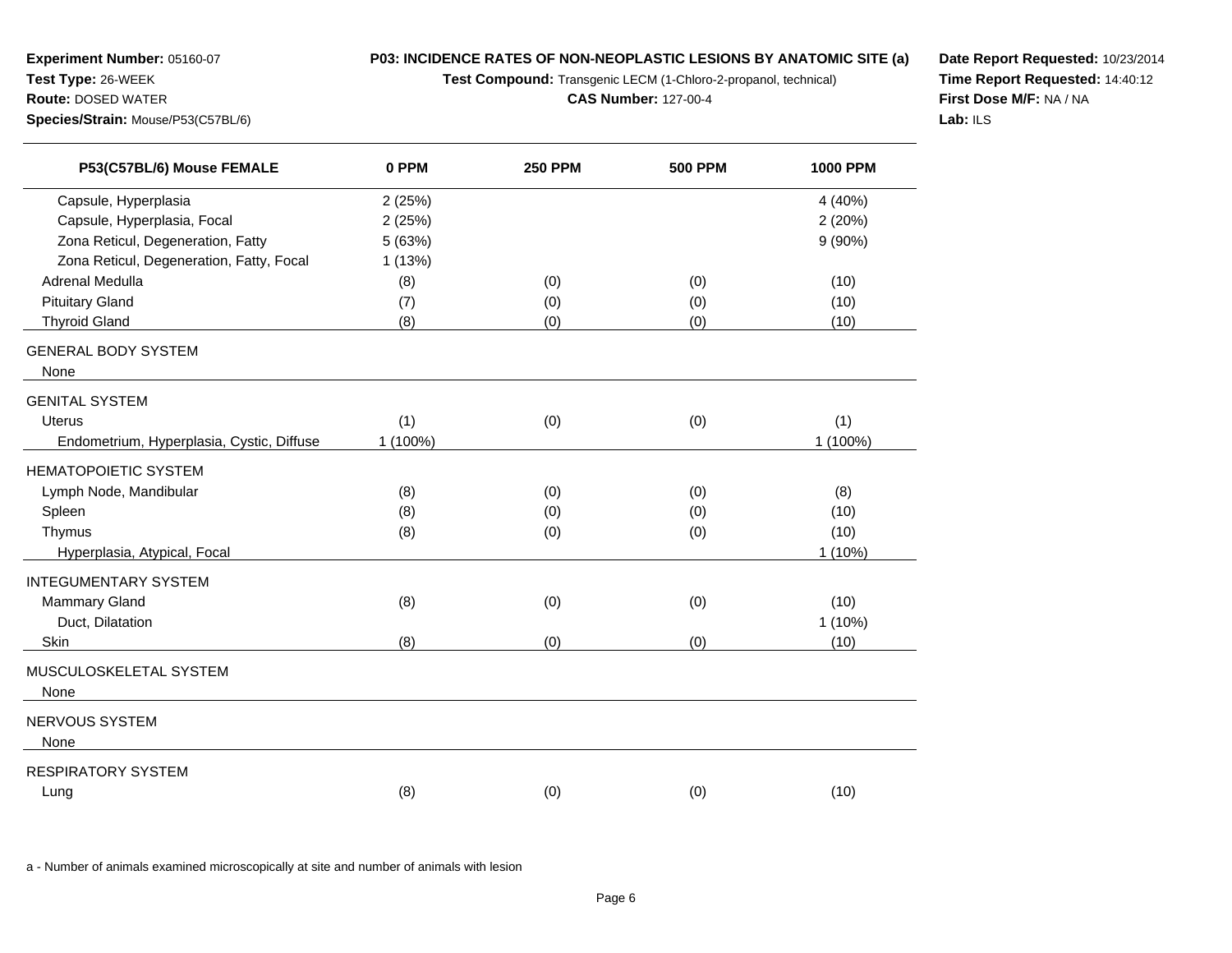**Experiment Number:** 05160-07
**Test Type:** 26-WEEK
**Route:** DOSED WATER
**Species/Strain:** Mouse/P53(C57BL/6)

**P03: INCIDENCE RATES OF NON-NEOPLASTIC LESIONS BY ANATOMIC SITE (a)**
**Test Compound:** Transgenic LECM (1-Chloro-2-propanol, technical)
**CAS Number:** 127-00-4

**Date Report Requested:** 10/23/2014
**Time Report Requested:** 14:40:12
**First Dose M/F:** NA / NA
**Lab:** ILS

| P53(C57BL/6) Mouse FEMALE | 0 PPM | 250 PPM | 500 PPM | 1000 PPM |
|---|---|---|---|---|
| Capsule, Hyperplasia | 2 (25%) | | | 4 (40%) |
| Capsule, Hyperplasia, Focal | 2 (25%) | | | 2 (20%) |
| Zona Reticul, Degeneration, Fatty | 5 (63%) | | | 9 (90%) |
| Zona Reticul, Degeneration, Fatty, Focal | 1 (13%) | | | |
| Adrenal Medulla | (8) | (0) | (0) | (10) |
| Pituitary Gland | (7) | (0) | (0) | (10) |
| Thyroid Gland | (8) | (0) | (0) | (10) |
| GENERAL BODY SYSTEM | | | | |
| None | | | | |
| GENITAL SYSTEM | | | | |
| Uterus | (1) | (0) | (0) | (1) |
| Endometrium, Hyperplasia, Cystic, Diffuse | 1 (100%) | | | 1 (100%) |
| HEMATOPOIETIC SYSTEM | | | | |
| Lymph Node, Mandibular | (8) | (0) | (0) | (8) |
| Spleen | (8) | (0) | (0) | (10) |
| Thymus | (8) | (0) | (0) | (10) |
| Hyperplasia, Atypical, Focal | | | | 1 (10%) |
| INTEGUMENTARY SYSTEM | | | | |
| Mammary Gland | (8) | (0) | (0) | (10) |
| Duct, Dilatation | | | | 1 (10%) |
| Skin | (8) | (0) | (0) | (10) |
| MUSCULOSKELETAL SYSTEM | | | | |
| None | | | | |
| NERVOUS SYSTEM | | | | |
| None | | | | |
| RESPIRATORY SYSTEM | | | | |
| Lung | (8) | (0) | (0) | (10) |

a - Number of animals examined microscopically at site and number of animals with lesion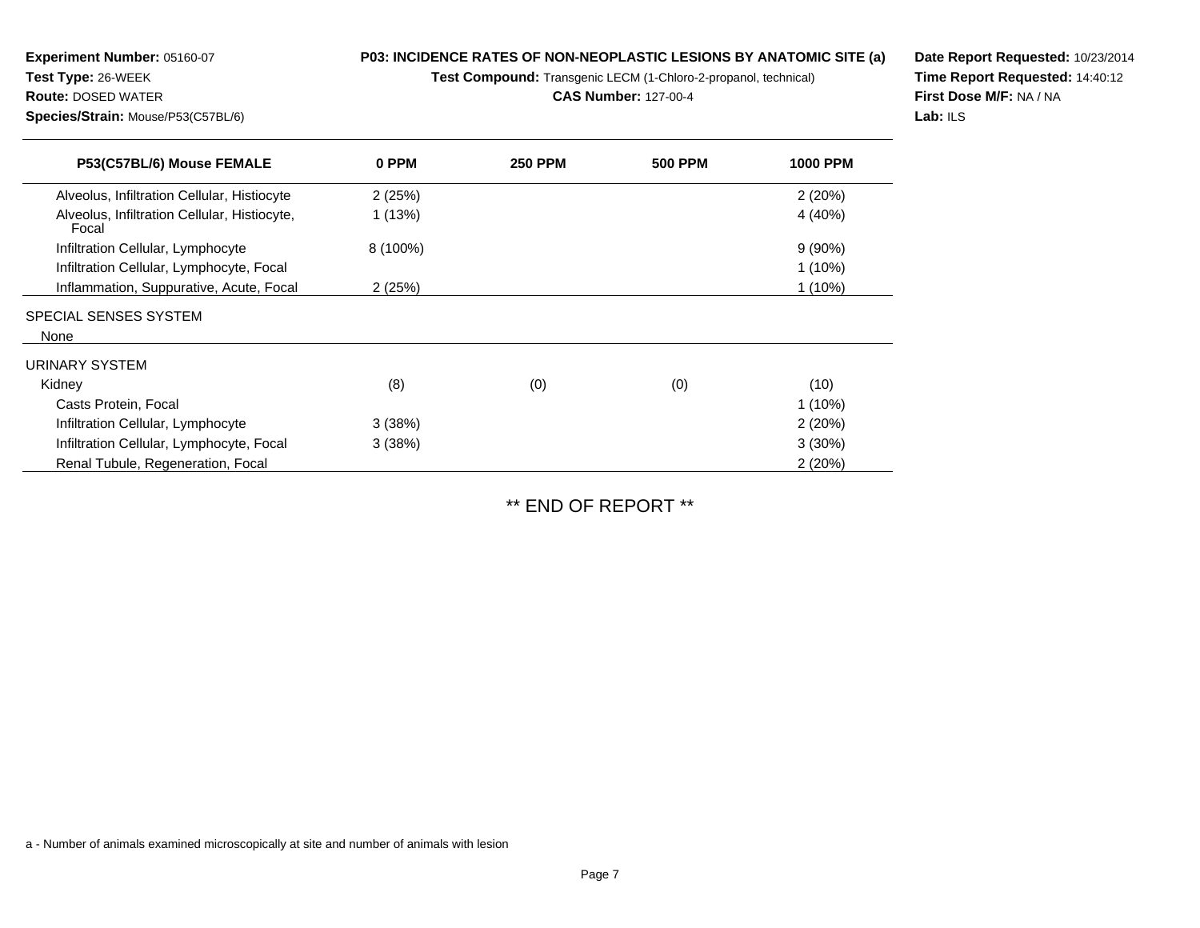**Experiment Number:** 05160-07
**Test Type:** 26-WEEK
**Route:** DOSED WATER
**Species/Strain:** Mouse/P53(C57BL/6)

**P03: INCIDENCE RATES OF NON-NEOPLASTIC LESIONS BY ANATOMIC SITE (a)**
**Test Compound:** Transgenic LECM (1-Chloro-2-propanol, technical)
**CAS Number:** 127-00-4

**Date Report Requested:** 10/23/2014
**Time Report Requested:** 14:40:12
**First Dose M/F:** NA / NA
**Lab:** ILS

| P53(C57BL/6) Mouse FEMALE | 0 PPM | 250 PPM | 500 PPM | 1000 PPM |
|---|---|---|---|---|
| Alveolus, Infiltration Cellular, Histiocyte | 2 (25%) | | | 2 (20%) |
| Alveolus, Infiltration Cellular, Histiocyte, Focal | 1 (13%) | | | 4 (40%) |
| Infiltration Cellular, Lymphocyte | 8 (100%) | | | 9 (90%) |
| Infiltration Cellular, Lymphocyte, Focal | | | | 1 (10%) |
| Inflammation, Suppurative, Acute, Focal | 2 (25%) | | | 1 (10%) |
| SPECIAL SENSES SYSTEM | | | | |
| None | | | | |
| URINARY SYSTEM | | | | |
| Kidney | (8) | (0) | (0) | (10) |
| Casts Protein, Focal | | | | 1 (10%) |
| Infiltration Cellular, Lymphocyte | 3 (38%) | | | 2 (20%) |
| Infiltration Cellular, Lymphocyte, Focal | 3 (38%) | | | 3 (30%) |
| Renal Tubule, Regeneration, Focal | | | | 2 (20%) |

** END OF REPORT **

a - Number of animals examined microscopically at site and number of animals with lesion